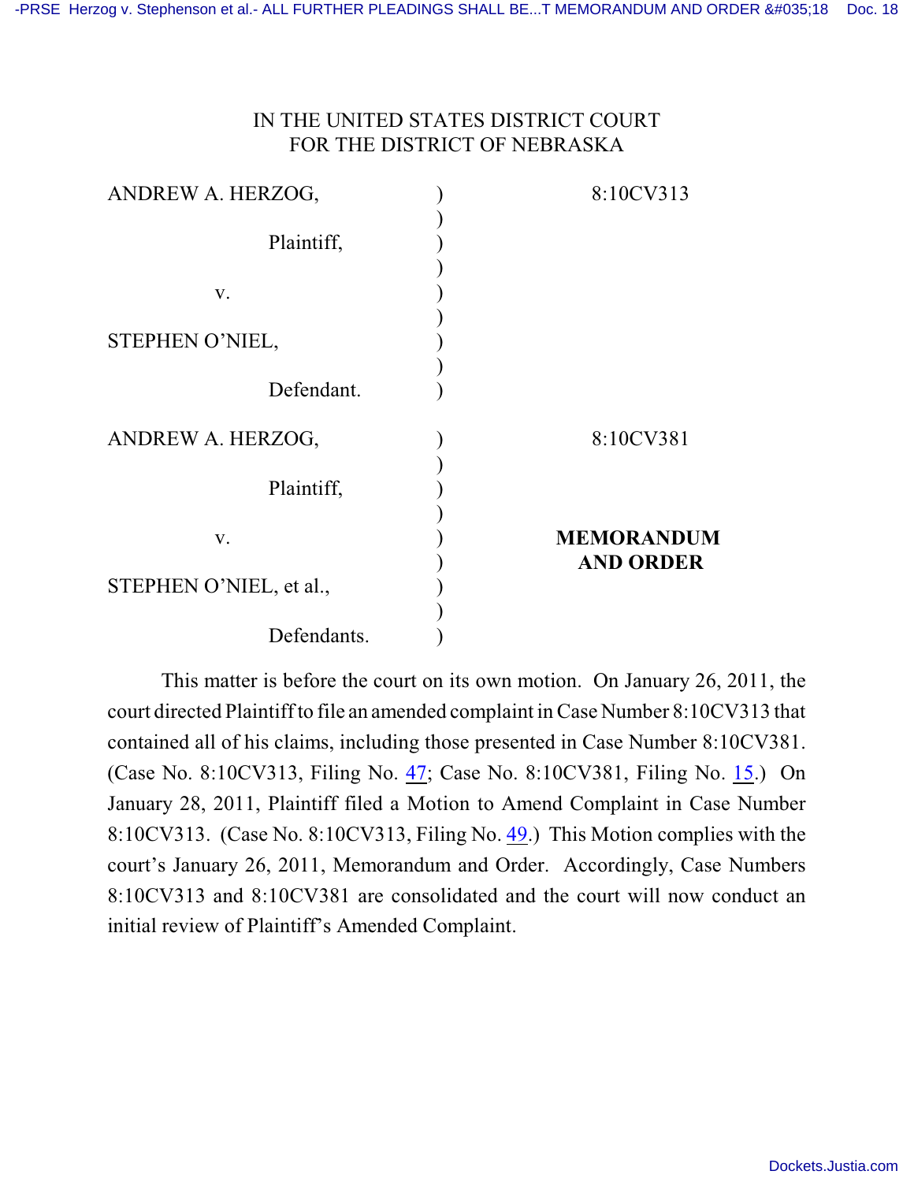IN THE UNITED STATES DISTRICT COURT
FOR THE DISTRICT OF NEBRASKA

| | | |
|---|---|---|
| ANDREW A. HERZOG, Plaintiff, v. STEPHEN O'NIEL, Defendant. | ) | 8:10CV313 |
| ANDREW A. HERZOG, Plaintiff, v. STEPHEN O'NIEL, et al., Defendants. | ) | 8:10CV381 **MEMORANDUM AND ORDER** |

This matter is before the court on its own motion. On January 26, 2011, the court directed Plaintiff to file an amended complaint in Case Number 8:10CV313 that contained all of his claims, including those presented in Case Number 8:10CV381. (Case No. 8:10CV313, Filing No. 47; Case No. 8:10CV381, Filing No. 15.) On January 28, 2011, Plaintiff filed a Motion to Amend Complaint in Case Number 8:10CV313. (Case No. 8:10CV313, Filing No. 49.) This Motion complies with the court's January 26, 2011, Memorandum and Order. Accordingly, Case Numbers 8:10CV313 and 8:10CV381 are consolidated and the court will now conduct an initial review of Plaintiff's Amended Complaint.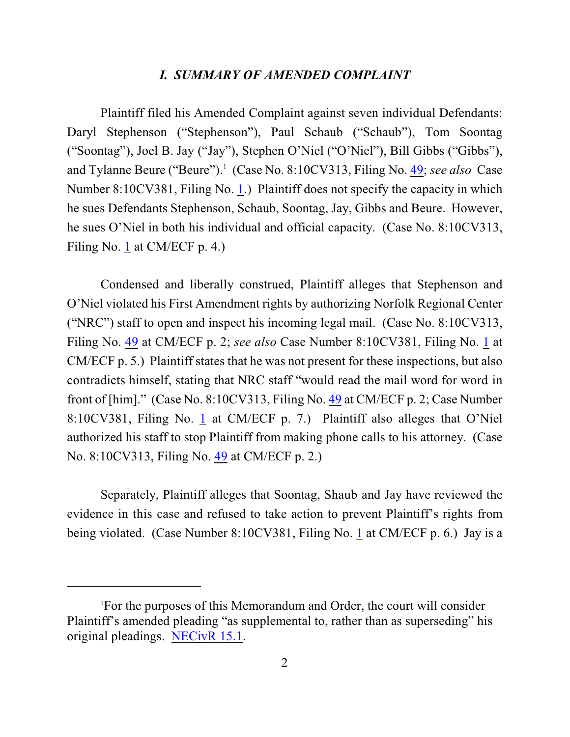### *I. SUMMARY OF AMENDED COMPLAINT*

Plaintiff filed his Amended Complaint against seven individual Defendants: Daryl Stephenson ("Stephenson"), Paul Schaub ("Schaub"), Tom Soontag ("Soontag"), Joel B. Jay ("Jay"), Stephen O'Niel ("O'Niel"), Bill Gibbs ("Gibbs"), and Tylanne Beure ("Beure").[1] (Case No. 8:10CV313, Filing No. 49; *see also* Case Number 8:10CV381, Filing No. 1.) Plaintiff does not specify the capacity in which he sues Defendants Stephenson, Schaub, Soontag, Jay, Gibbs and Beure. However, he sues O'Niel in both his individual and official capacity. (Case No. 8:10CV313, Filing No. 1 at CM/ECF p. 4.)

Condensed and liberally construed, Plaintiff alleges that Stephenson and O'Niel violated his First Amendment rights by authorizing Norfolk Regional Center ("NRC") staff to open and inspect his incoming legal mail. (Case No. 8:10CV313, Filing No. 49 at CM/ECF p. 2; *see also* Case Number 8:10CV381, Filing No. 1 at CM/ECF p. 5.) Plaintiff states that he was not present for these inspections, but also contradicts himself, stating that NRC staff "would read the mail word for word in front of [him]." (Case No. 8:10CV313, Filing No. 49 at CM/ECF p. 2; Case Number 8:10CV381, Filing No. 1 at CM/ECF p. 7.) Plaintiff also alleges that O'Niel authorized his staff to stop Plaintiff from making phone calls to his attorney. (Case No. 8:10CV313, Filing No. 49 at CM/ECF p. 2.)

Separately, Plaintiff alleges that Soontag, Shaub and Jay have reviewed the evidence in this case and refused to take action to prevent Plaintiff's rights from being violated. (Case Number 8:10CV381, Filing No. 1 at CM/ECF p. 6.) Jay is a

[1]For the purposes of this Memorandum and Order, the court will consider Plaintiff's amended pleading "as supplemental to, rather than as superseding" his original pleadings. NECivR 15.1.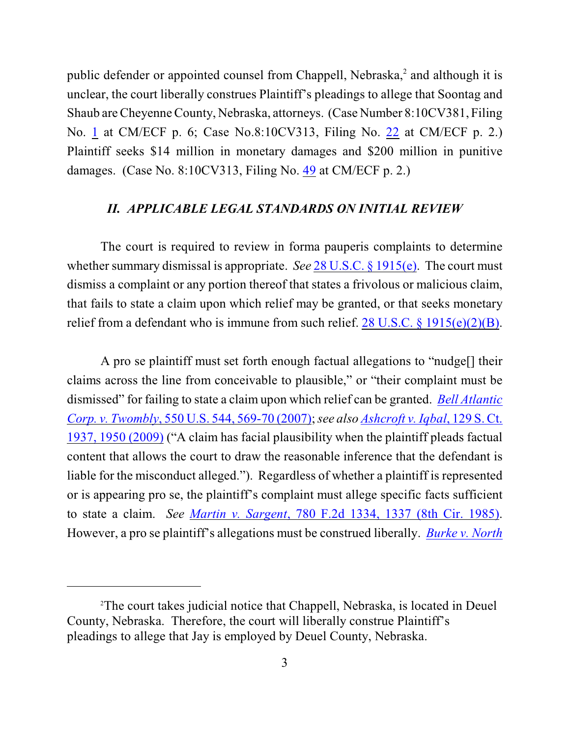public defender or appointed counsel from Chappell, Nebraska,[2] and although it is unclear, the court liberally construes Plaintiff's pleadings to allege that Soontag and Shaub are Cheyenne County, Nebraska, attorneys. (Case Number 8:10CV381, Filing No. 1 at CM/ECF p. 6; Case No.8:10CV313, Filing No. 22 at CM/ECF p. 2.) Plaintiff seeks $14 million in monetary damages and $200 million in punitive damages. (Case No. 8:10CV313, Filing No. 49 at CM/ECF p. 2.)

### *II. APPLICABLE LEGAL STANDARDS ON INITIAL REVIEW*

The court is required to review in forma pauperis complaints to determine whether summary dismissal is appropriate. *See* 28 U.S.C. § 1915(e). The court must dismiss a complaint or any portion thereof that states a frivolous or malicious claim, that fails to state a claim upon which relief may be granted, or that seeks monetary relief from a defendant who is immune from such relief. 28 U.S.C. § 1915(e)(2)(B).

A pro se plaintiff must set forth enough factual allegations to "nudge[] their claims across the line from conceivable to plausible," or "their complaint must be dismissed" for failing to state a claim upon which relief can be granted. *Bell Atlantic Corp. v. Twombly*, 550 U.S. 544, 569-70 (2007); *see also* *Ashcroft v. Iqbal*, 129 S. Ct. 1937, 1950 (2009) ("A claim has facial plausibility when the plaintiff pleads factual content that allows the court to draw the reasonable inference that the defendant is liable for the misconduct alleged."). Regardless of whether a plaintiff is represented or is appearing pro se, the plaintiff's complaint must allege specific facts sufficient to state a claim. *See* *Martin v. Sargent*, 780 F.2d 1334, 1337 (8th Cir. 1985). However, a pro se plaintiff's allegations must be construed liberally. *Burke v. North*

[2] The court takes judicial notice that Chappell, Nebraska, is located in Deuel County, Nebraska. Therefore, the court will liberally construe Plaintiff's pleadings to allege that Jay is employed by Deuel County, Nebraska.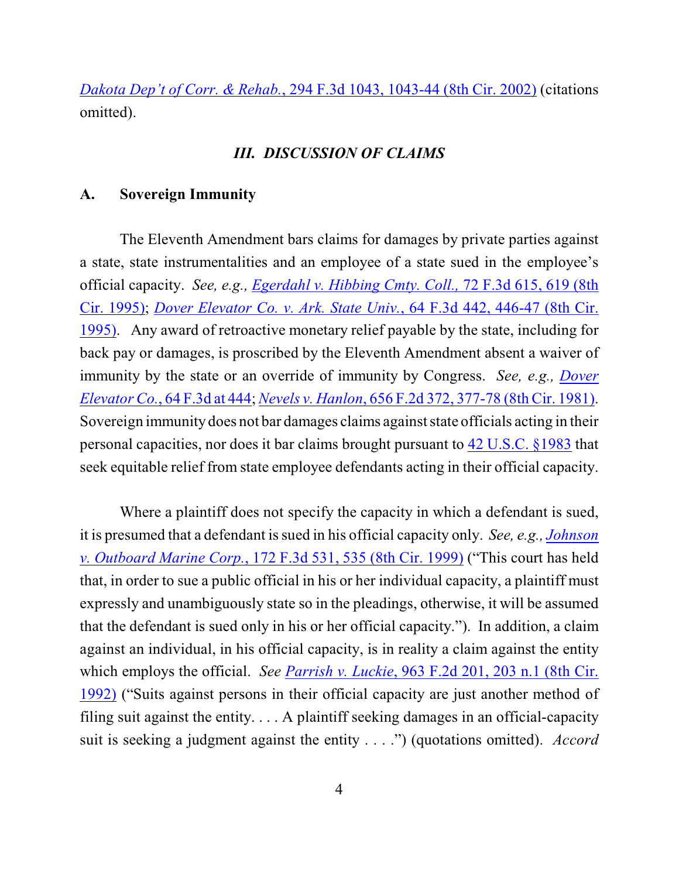*Dakota Dep't of Corr. & Rehab.*, 294 F.3d 1043, 1043-44 (8th Cir. 2002) (citations omitted).

### *III. DISCUSSION OF CLAIMS*

### A. Sovereign Immunity

The Eleventh Amendment bars claims for damages by private parties against a state, state instrumentalities and an employee of a state sued in the employee's official capacity. *See, e.g., Egerdahl v. Hibbing Cmty. Coll.,* 72 F.3d 615, 619 (8th Cir. 1995); *Dover Elevator Co. v. Ark. State Univ.*, 64 F.3d 442, 446-47 (8th Cir. 1995). Any award of retroactive monetary relief payable by the state, including for back pay or damages, is proscribed by the Eleventh Amendment absent a waiver of immunity by the state or an override of immunity by Congress. *See, e.g., Dover Elevator Co.*, 64 F.3d at 444; *Nevels v. Hanlon*, 656 F.2d 372, 377-78 (8th Cir. 1981). Sovereign immunity does not bar damages claims against state officials acting in their personal capacities, nor does it bar claims brought pursuant to 42 U.S.C. §1983 that seek equitable relief from state employee defendants acting in their official capacity.

Where a plaintiff does not specify the capacity in which a defendant is sued, it is presumed that a defendant is sued in his official capacity only. *See, e.g., Johnson v. Outboard Marine Corp.*, 172 F.3d 531, 535 (8th Cir. 1999) ("This court has held that, in order to sue a public official in his or her individual capacity, a plaintiff must expressly and unambiguously state so in the pleadings, otherwise, it will be assumed that the defendant is sued only in his or her official capacity."). In addition, a claim against an individual, in his official capacity, is in reality a claim against the entity which employs the official. *See Parrish v. Luckie*, 963 F.2d 201, 203 n.1 (8th Cir. 1992) ("Suits against persons in their official capacity are just another method of filing suit against the entity. . . . A plaintiff seeking damages in an official-capacity suit is seeking a judgment against the entity . . . .") (quotations omitted). *Accord*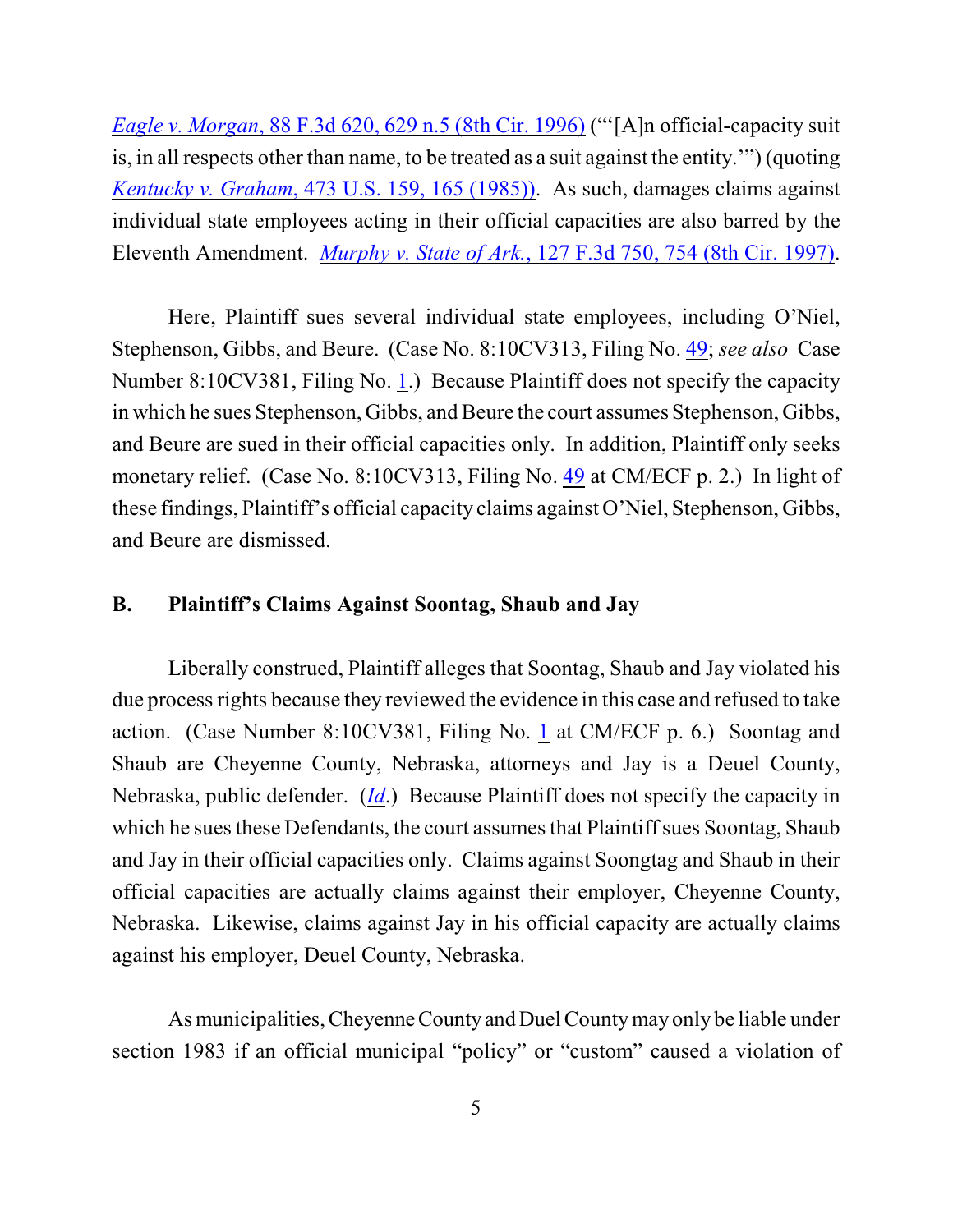*Eagle v. Morgan*, 88 F.3d 620, 629 n.5 (8th Cir. 1996) ("'[A]n official-capacity suit is, in all respects other than name, to be treated as a suit against the entity.'") (quoting *Kentucky v. Graham*, 473 U.S. 159, 165 (1985)). As such, damages claims against individual state employees acting in their official capacities are also barred by the Eleventh Amendment. *Murphy v. State of Ark.*, 127 F.3d 750, 754 (8th Cir. 1997).

Here, Plaintiff sues several individual state employees, including O'Niel, Stephenson, Gibbs, and Beure. (Case No. 8:10CV313, Filing No. 49; *see also* Case Number 8:10CV381, Filing No. 1.) Because Plaintiff does not specify the capacity in which he sues Stephenson, Gibbs, and Beure the court assumes Stephenson, Gibbs, and Beure are sued in their official capacities only. In addition, Plaintiff only seeks monetary relief. (Case No. 8:10CV313, Filing No. 49 at CM/ECF p. 2.) In light of these findings, Plaintiff's official capacity claims against O'Niel, Stephenson, Gibbs, and Beure are dismissed.

### B. Plaintiff's Claims Against Soontag, Shaub and Jay

Liberally construed, Plaintiff alleges that Soontag, Shaub and Jay violated his due process rights because they reviewed the evidence in this case and refused to take action. (Case Number 8:10CV381, Filing No. 1 at CM/ECF p. 6.) Soontag and Shaub are Cheyenne County, Nebraska, attorneys and Jay is a Deuel County, Nebraska, public defender. (*Id*.) Because Plaintiff does not specify the capacity in which he sues these Defendants, the court assumes that Plaintiff sues Soontag, Shaub and Jay in their official capacities only. Claims against Soongtag and Shaub in their official capacities are actually claims against their employer, Cheyenne County, Nebraska. Likewise, claims against Jay in his official capacity are actually claims against his employer, Deuel County, Nebraska.

As municipalities, Cheyenne County and Duel County may only be liable under section 1983 if an official municipal "policy" or "custom" caused a violation of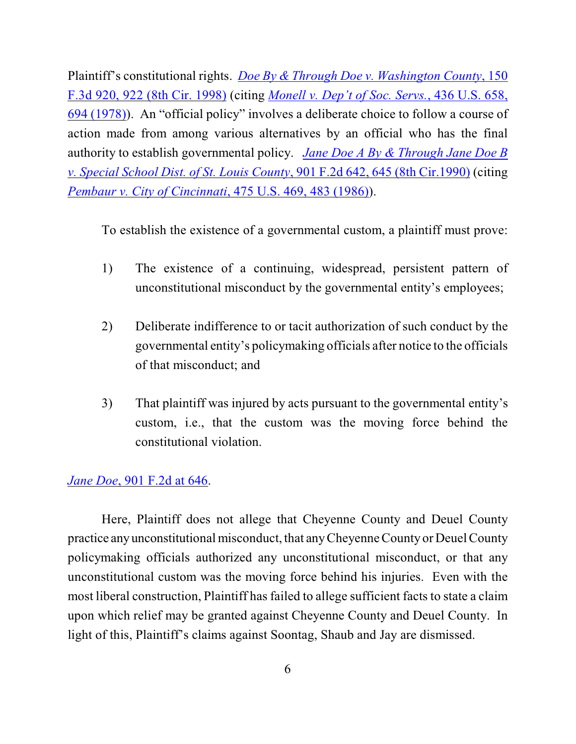Plaintiff's constitutional rights. *Doe By & Through Doe v. Washington County*, 150 F.3d 920, 922 (8th Cir. 1998) (citing *Monell v. Dep't of Soc. Servs.*, 436 U.S. 658, 694 (1978)). An "official policy" involves a deliberate choice to follow a course of action made from among various alternatives by an official who has the final authority to establish governmental policy. *Jane Doe A By & Through Jane Doe B v. Special School Dist. of St. Louis County*, 901 F.2d 642, 645 (8th Cir.1990) (citing *Pembaur v. City of Cincinnati*, 475 U.S. 469, 483 (1986)).

To establish the existence of a governmental custom, a plaintiff must prove:

1) The existence of a continuing, widespread, persistent pattern of unconstitutional misconduct by the governmental entity's employees;

2) Deliberate indifference to or tacit authorization of such conduct by the governmental entity's policymaking officials after notice to the officials of that misconduct; and

3) That plaintiff was injured by acts pursuant to the governmental entity's custom, i.e., that the custom was the moving force behind the constitutional violation.

*Jane Doe*, 901 F.2d at 646.

Here, Plaintiff does not allege that Cheyenne County and Deuel County practice any unconstitutional misconduct, that any Cheyenne County or Deuel County policymaking officials authorized any unconstitutional misconduct, or that any unconstitutional custom was the moving force behind his injuries. Even with the most liberal construction, Plaintiff has failed to allege sufficient facts to state a claim upon which relief may be granted against Cheyenne County and Deuel County. In light of this, Plaintiff's claims against Soontag, Shaub and Jay are dismissed.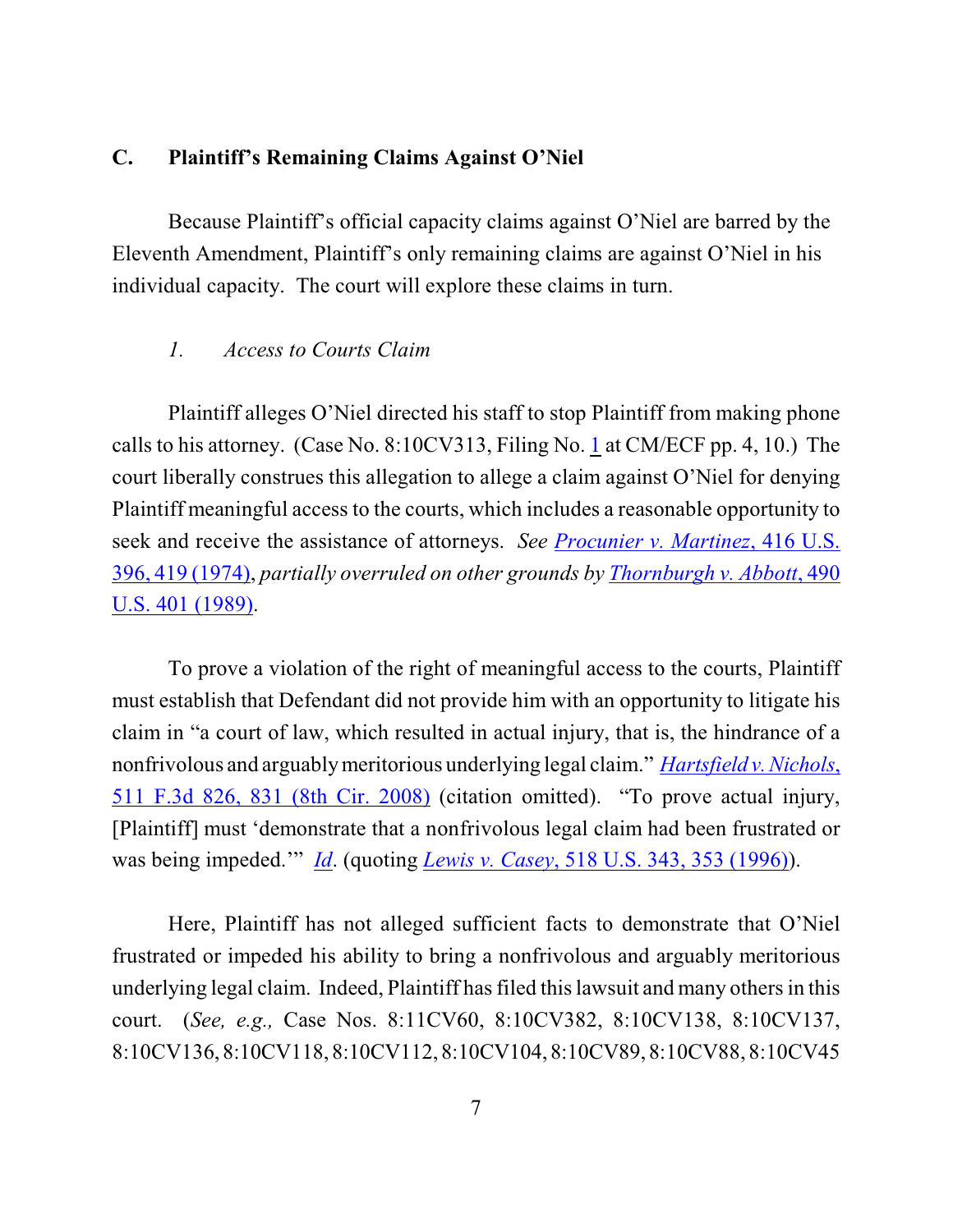### C. Plaintiff's Remaining Claims Against O'Niel

Because Plaintiff's official capacity claims against O'Niel are barred by the Eleventh Amendment, Plaintiff's only remaining claims are against O'Niel in his individual capacity. The court will explore these claims in turn.

#### *1. Access to Courts Claim*

Plaintiff alleges O'Niel directed his staff to stop Plaintiff from making phone calls to his attorney. (Case No. 8:10CV313, Filing No. 1 at CM/ECF pp. 4, 10.) The court liberally construes this allegation to allege a claim against O'Niel for denying Plaintiff meaningful access to the courts, which includes a reasonable opportunity to seek and receive the assistance of attorneys. *See* *Procunier v. Martinez*, 416 U.S. 396, 419 (1974), *partially overruled on other grounds by* *Thornburgh v. Abbott*, 490 U.S. 401 (1989).

To prove a violation of the right of meaningful access to the courts, Plaintiff must establish that Defendant did not provide him with an opportunity to litigate his claim in "a court of law, which resulted in actual injury, that is, the hindrance of a nonfrivolous and arguably meritorious underlying legal claim." *Hartsfield v. Nichols*, 511 F.3d 826, 831 (8th Cir. 2008) (citation omitted). "To prove actual injury, [Plaintiff] must 'demonstrate that a nonfrivolous legal claim had been frustrated or was being impeded.'" *Id*. (quoting *Lewis v. Casey*, 518 U.S. 343, 353 (1996)).

Here, Plaintiff has not alleged sufficient facts to demonstrate that O'Niel frustrated or impeded his ability to bring a nonfrivolous and arguably meritorious underlying legal claim. Indeed, Plaintiff has filed this lawsuit and many others in this court. (*See, e.g.,* Case Nos. 8:11CV60, 8:10CV382, 8:10CV138, 8:10CV137, 8:10CV136, 8:10CV118, 8:10CV112, 8:10CV104, 8:10CV89, 8:10CV88, 8:10CV45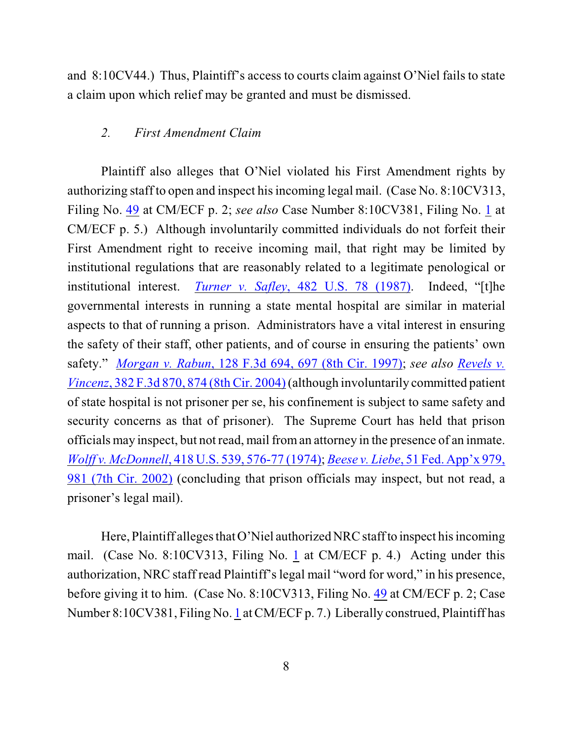and 8:10CV44.) Thus, Plaintiff's access to courts claim against O'Niel fails to state a claim upon which relief may be granted and must be dismissed.

### *2. First Amendment Claim*

Plaintiff also alleges that O'Niel violated his First Amendment rights by authorizing staff to open and inspect his incoming legal mail. (Case No. 8:10CV313, Filing No. 49 at CM/ECF p. 2; *see also* Case Number 8:10CV381, Filing No. 1 at CM/ECF p. 5.) Although involuntarily committed individuals do not forfeit their First Amendment right to receive incoming mail, that right may be limited by institutional regulations that are reasonably related to a legitimate penological or institutional interest. *Turner v. Safley*, 482 U.S. 78 (1987). Indeed, "[t]he governmental interests in running a state mental hospital are similar in material aspects to that of running a prison. Administrators have a vital interest in ensuring the safety of their staff, other patients, and of course in ensuring the patients' own safety." *Morgan v. Rabun*, 128 F.3d 694, 697 (8th Cir. 1997); *see also* *Revels v. Vincenz*, 382 F.3d 870, 874 (8th Cir. 2004) (although involuntarily committed patient of state hospital is not prisoner per se, his confinement is subject to same safety and security concerns as that of prisoner). The Supreme Court has held that prison officials may inspect, but not read, mail from an attorney in the presence of an inmate. *Wolff v. McDonnell*, 418 U.S. 539, 576-77 (1974); *Beese v. Liebe*, 51 Fed. App'x 979, 981 (7th Cir. 2002) (concluding that prison officials may inspect, but not read, a prisoner's legal mail).

Here, Plaintiff alleges that O'Niel authorized NRC staff to inspect his incoming mail. (Case No. 8:10CV313, Filing No. 1 at CM/ECF p. 4.) Acting under this authorization, NRC staff read Plaintiff's legal mail "word for word," in his presence, before giving it to him. (Case No. 8:10CV313, Filing No. 49 at CM/ECF p. 2; Case Number 8:10CV381, Filing No. 1 at CM/ECF p. 7.) Liberally construed, Plaintiff has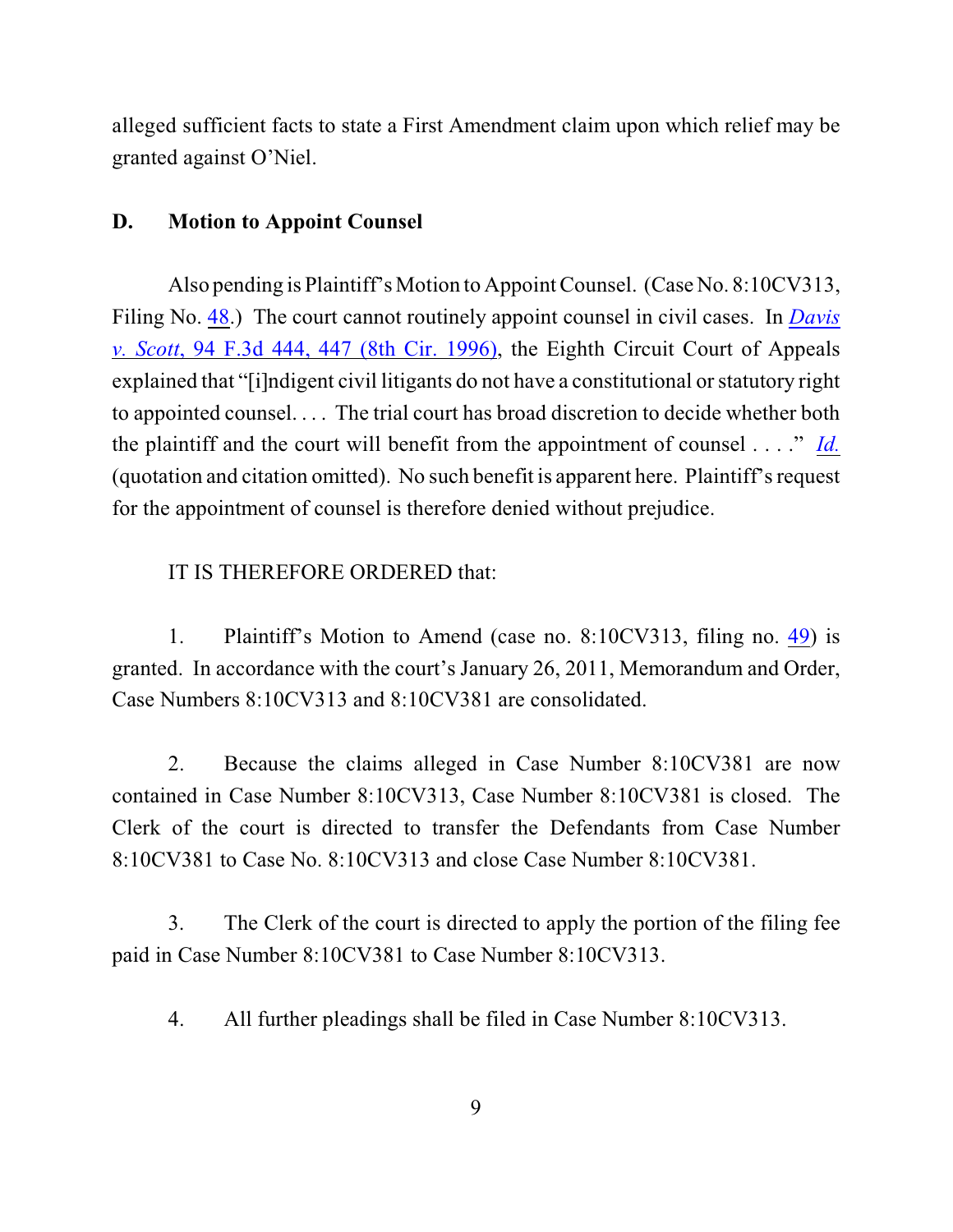alleged sufficient facts to state a First Amendment claim upon which relief may be granted against O'Niel.

### D. Motion to Appoint Counsel

Also pending is Plaintiff's Motion to Appoint Counsel. (Case No. 8:10CV313, Filing No. 48.) The court cannot routinely appoint counsel in civil cases. In *Davis v. Scott*, 94 F.3d 444, 447 (8th Cir. 1996), the Eighth Circuit Court of Appeals explained that "[i]ndigent civil litigants do not have a constitutional or statutory right to appointed counsel. . . . The trial court has broad discretion to decide whether both the plaintiff and the court will benefit from the appointment of counsel . . . ." *Id.* (quotation and citation omitted). No such benefit is apparent here. Plaintiff's request for the appointment of counsel is therefore denied without prejudice.

IT IS THEREFORE ORDERED that:

1. Plaintiff's Motion to Amend (case no. 8:10CV313, filing no. 49) is granted. In accordance with the court's January 26, 2011, Memorandum and Order, Case Numbers 8:10CV313 and 8:10CV381 are consolidated.

2. Because the claims alleged in Case Number 8:10CV381 are now contained in Case Number 8:10CV313, Case Number 8:10CV381 is closed. The Clerk of the court is directed to transfer the Defendants from Case Number 8:10CV381 to Case No. 8:10CV313 and close Case Number 8:10CV381.

3. The Clerk of the court is directed to apply the portion of the filing fee paid in Case Number 8:10CV381 to Case Number 8:10CV313.

4. All further pleadings shall be filed in Case Number 8:10CV313.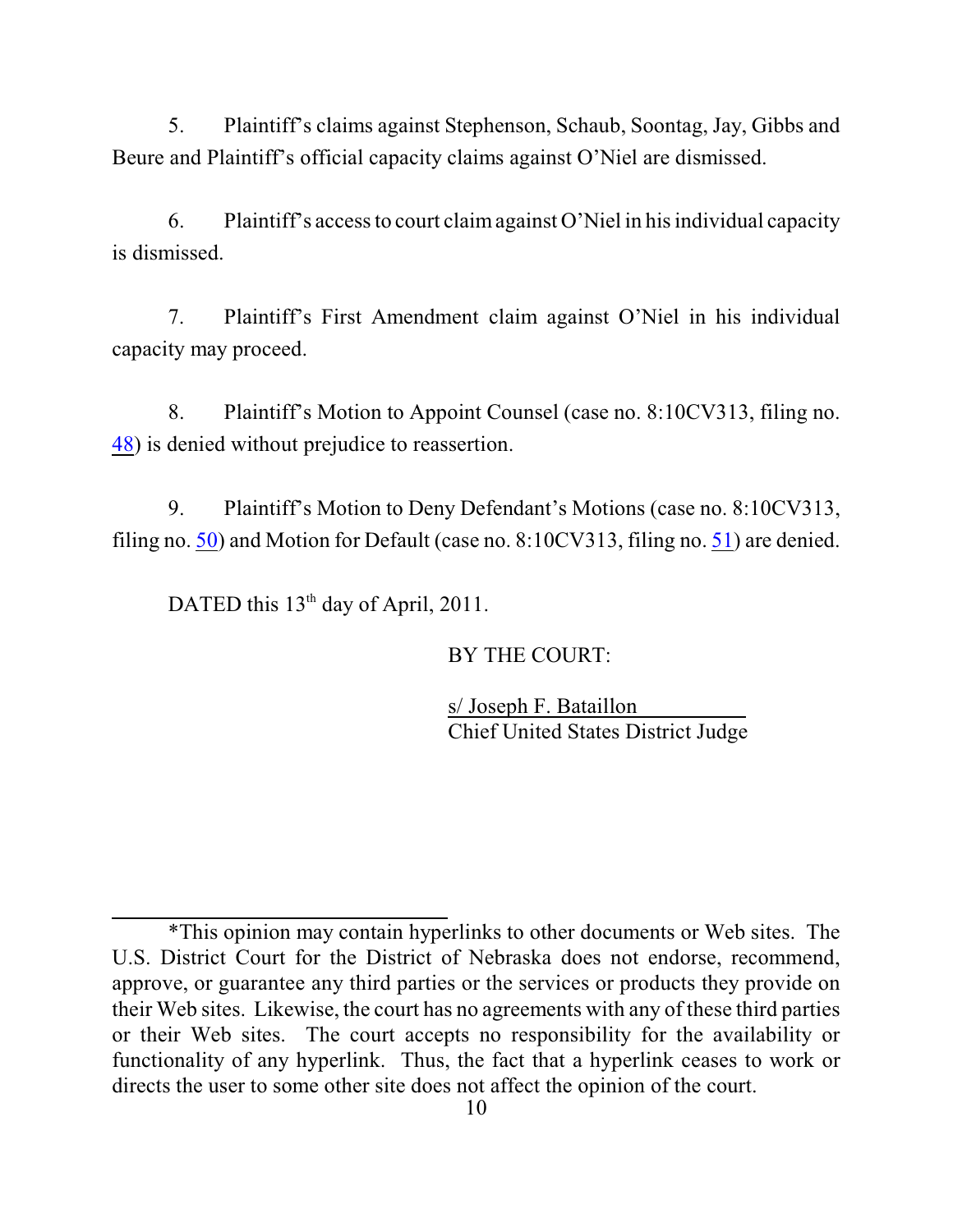5. Plaintiff's claims against Stephenson, Schaub, Soontag, Jay, Gibbs and Beure and Plaintiff's official capacity claims against O'Niel are dismissed.

6. Plaintiff's access to court claim against O'Niel in his individual capacity is dismissed.

7. Plaintiff's First Amendment claim against O'Niel in his individual capacity may proceed.

8. Plaintiff's Motion to Appoint Counsel (case no. 8:10CV313, filing no. 48) is denied without prejudice to reassertion.

9. Plaintiff's Motion to Deny Defendant's Motions (case no. 8:10CV313, filing no. 50) and Motion for Default (case no. 8:10CV313, filing no. 51) are denied.

DATED this 13th day of April, 2011.

BY THE COURT:

s/ Joseph F. Bataillon
Chief United States District Judge

---

*This opinion may contain hyperlinks to other documents or Web sites. The U.S. District Court for the District of Nebraska does not endorse, recommend, approve, or guarantee any third parties or the services or products they provide on their Web sites. Likewise, the court has no agreements with any of these third parties or their Web sites. The court accepts no responsibility for the availability or functionality of any hyperlink. Thus, the fact that a hyperlink ceases to work or directs the user to some other site does not affect the opinion of the court.